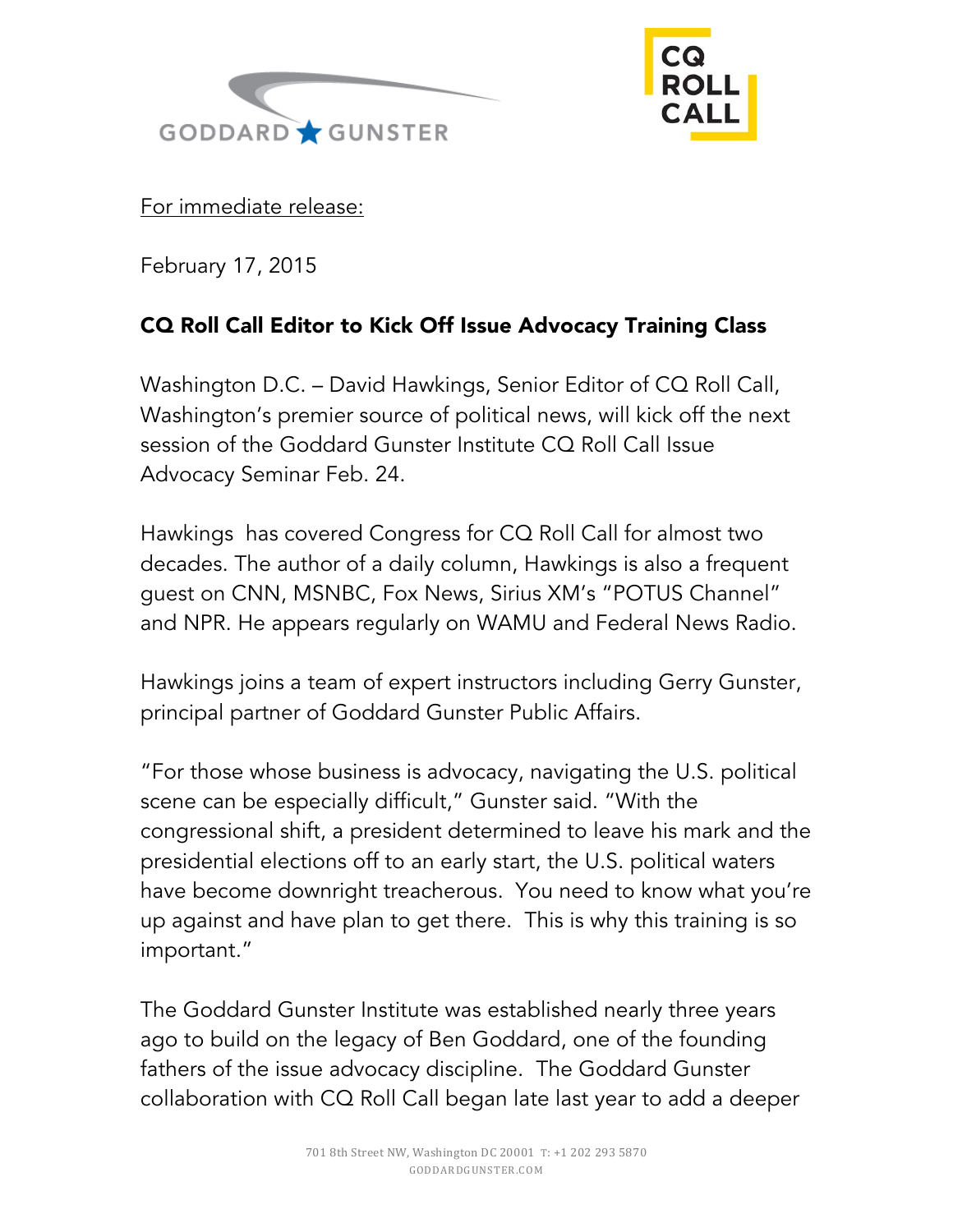<u>For immediate release:</u>

February 17, 2015

**CQ Roll Call Editor to Kick Off Issue Advocacy Training Class**

Washington D.C. – David Hawkings, Senior Editor of CQ Roll Call, Washington's premier source of political news, will kick off the next session of the Goddard Gunster Institute CQ Roll Call Issue Advocacy Seminar Feb. 24.

Hawkings has covered Congress for CQ Roll Call for almost two decades. The author of a daily column, Hawkings is also a frequent guest on CNN, MSNBC, Fox News, Sirius XM's "POTUS Channel" and NPR. He appears regularly on WAMU and Federal News Radio.

Hawkings joins a team of expert instructors including Gerry Gunster, principal partner of Goddard Gunster Public Affairs.

"For those whose business is advocacy, navigating the U.S. political scene can be especially difficult," Gunster said. "With the congressional shift, a president determined to leave his mark and the presidential elections off to an early start, the U.S. political waters have become downright treacherous. You need to know what you're up against and have plan to get there. This is why this training is so important."

The Goddard Gunster Institute was established nearly three years ago to build on the legacy of Ben Goddard, one of the founding fathers of the issue advocacy discipline. The Goddard Gunster collaboration with CQ Roll Call began late last year to add a deeper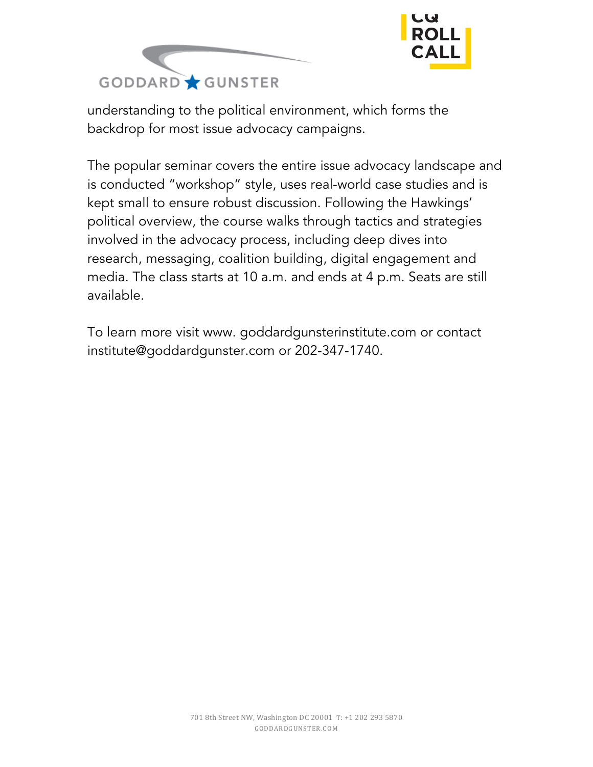understanding to the political environment, which forms the backdrop for most issue advocacy campaigns.

The popular seminar covers the entire issue advocacy landscape and is conducted "workshop" style, uses real-world case studies and is kept small to ensure robust discussion. Following the Hawkings' political overview, the course walks through tactics and strategies involved in the advocacy process, including deep dives into research, messaging, coalition building, digital engagement and media. The class starts at 10 a.m. and ends at 4 p.m. Seats are still available.

To learn more visit www. goddardgunsterinstitute.com or contact institute@goddardgunster.com or 202-347-1740.